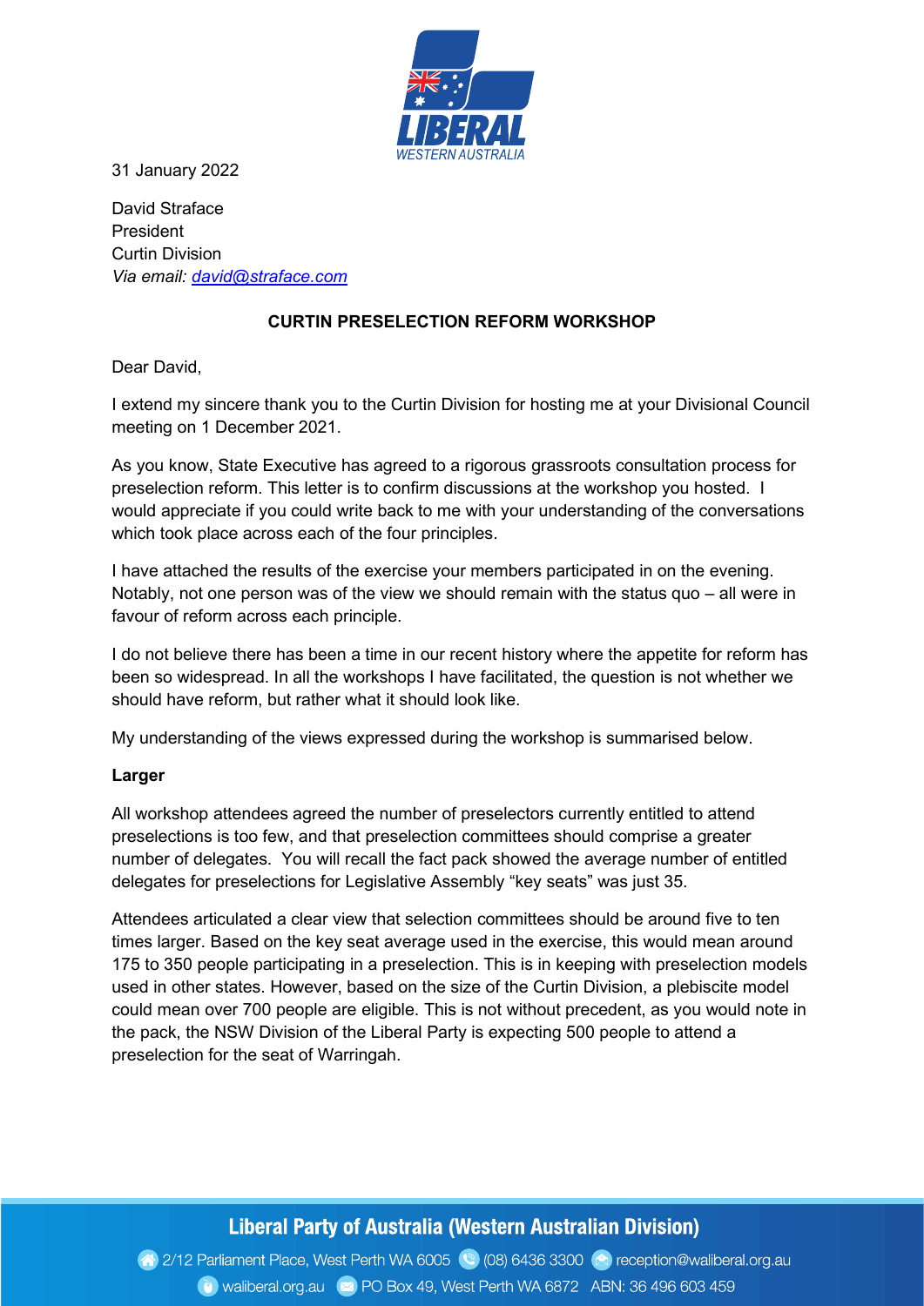31 January 2022

David Straface
President
Curtin Division
*Via email: [david@straface.com](mailto:david@straface.com)*

**CURTIN PRESELECTION REFORM WORKSHOP**

Dear David,

I extend my sincere thank you to the Curtin Division for hosting me at your Divisional Council meeting on 1 December 2021.

As you know, State Executive has agreed to a rigorous grassroots consultation process for preselection reform. This letter is to confirm discussions at the workshop you hosted. I would appreciate if you could write back to me with your understanding of the conversations which took place across each of the four principles.

I have attached the results of the exercise your members participated in on the evening. Notably, not one person was of the view we should remain with the status quo – all were in favour of reform across each principle.

I do not believe there has been a time in our recent history where the appetite for reform has been so widespread. In all the workshops I have facilitated, the question is not whether we should have reform, but rather what it should look like.

My understanding of the views expressed during the workshop is summarised below.

**Larger**

All workshop attendees agreed the number of preselectors currently entitled to attend preselections is too few, and that preselection committees should comprise a greater number of delegates. You will recall the fact pack showed the average number of entitled delegates for preselections for Legislative Assembly "key seats" was just 35.

Attendees articulated a clear view that selection committees should be around five to ten times larger. Based on the key seat average used in the exercise, this would mean around 175 to 350 people participating in a preselection. This is in keeping with preselection models used in other states. However, based on the size of the Curtin Division, a plebiscite model could mean over 700 people are eligible. This is not without precedent, as you would note in the pack, the NSW Division of the Liberal Party is expecting 500 people to attend a preselection for the seat of Warringah.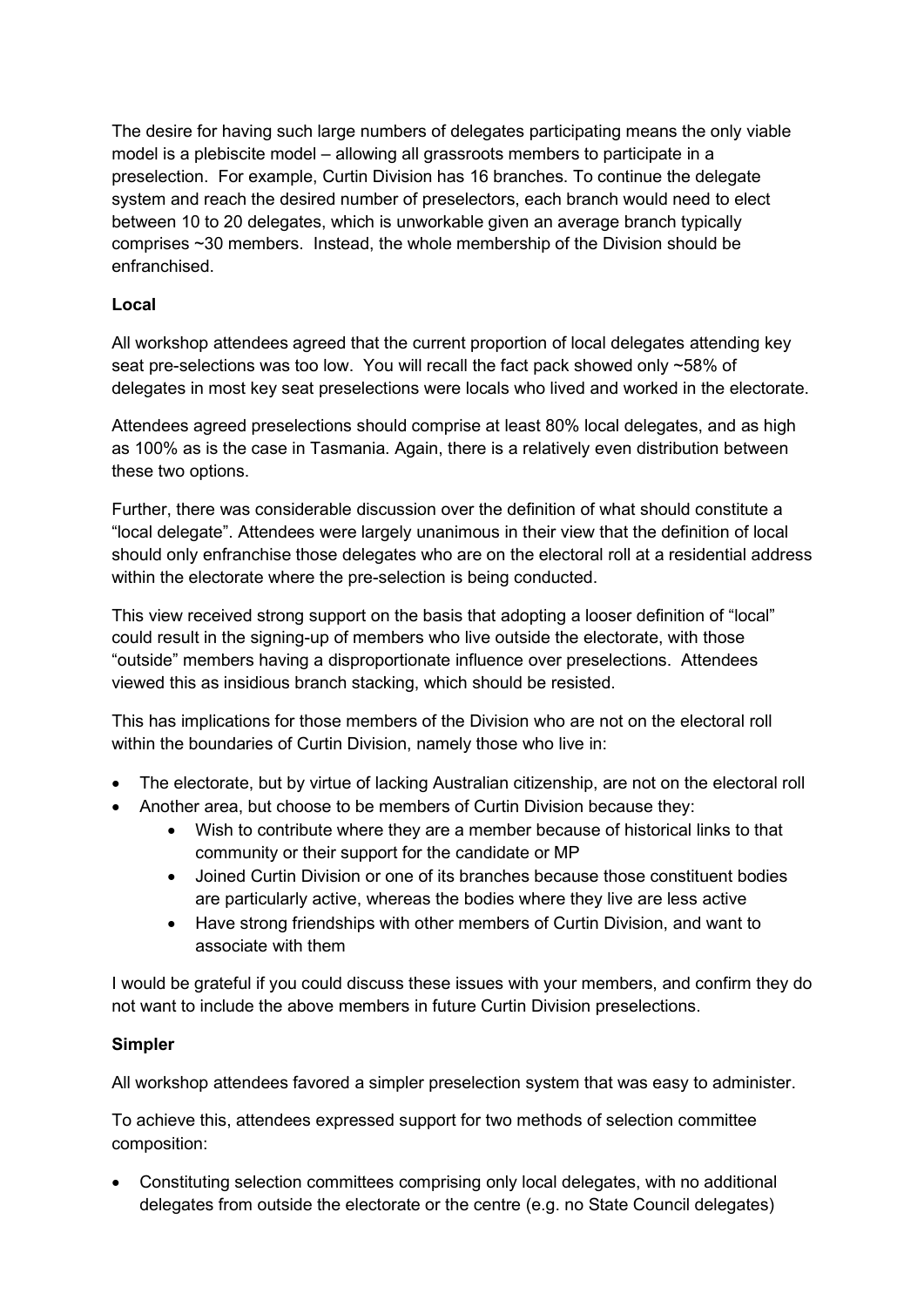The desire for having such large numbers of delegates participating means the only viable model is a plebiscite model – allowing all grassroots members to participate in a preselection. For example, Curtin Division has 16 branches. To continue the delegate system and reach the desired number of preselectors, each branch would need to elect between 10 to 20 delegates, which is unworkable given an average branch typically comprises ~30 members. Instead, the whole membership of the Division should be enfranchised.

**Local**

All workshop attendees agreed that the current proportion of local delegates attending key seat pre-selections was too low. You will recall the fact pack showed only ~58% of delegates in most key seat preselections were locals who lived and worked in the electorate.

Attendees agreed preselections should comprise at least 80% local delegates, and as high as 100% as is the case in Tasmania. Again, there is a relatively even distribution between these two options.

Further, there was considerable discussion over the definition of what should constitute a "local delegate". Attendees were largely unanimous in their view that the definition of local should only enfranchise those delegates who are on the electoral roll at a residential address within the electorate where the pre-selection is being conducted.

This view received strong support on the basis that adopting a looser definition of "local" could result in the signing-up of members who live outside the electorate, with those "outside" members having a disproportionate influence over preselections. Attendees viewed this as insidious branch stacking, which should be resisted.

This has implications for those members of the Division who are not on the electoral roll within the boundaries of Curtin Division, namely those who live in:

- The electorate, but by virtue of lacking Australian citizenship, are not on the electoral roll
- Another area, but choose to be members of Curtin Division because they:
  - Wish to contribute where they are a member because of historical links to that community or their support for the candidate or MP
  - Joined Curtin Division or one of its branches because those constituent bodies are particularly active, whereas the bodies where they live are less active
  - Have strong friendships with other members of Curtin Division, and want to associate with them

I would be grateful if you could discuss these issues with your members, and confirm they do not want to include the above members in future Curtin Division preselections.

**Simpler**

All workshop attendees favored a simpler preselection system that was easy to administer.

To achieve this, attendees expressed support for two methods of selection committee composition:

- Constituting selection committees comprising only local delegates, with no additional delegates from outside the electorate or the centre (e.g. no State Council delegates)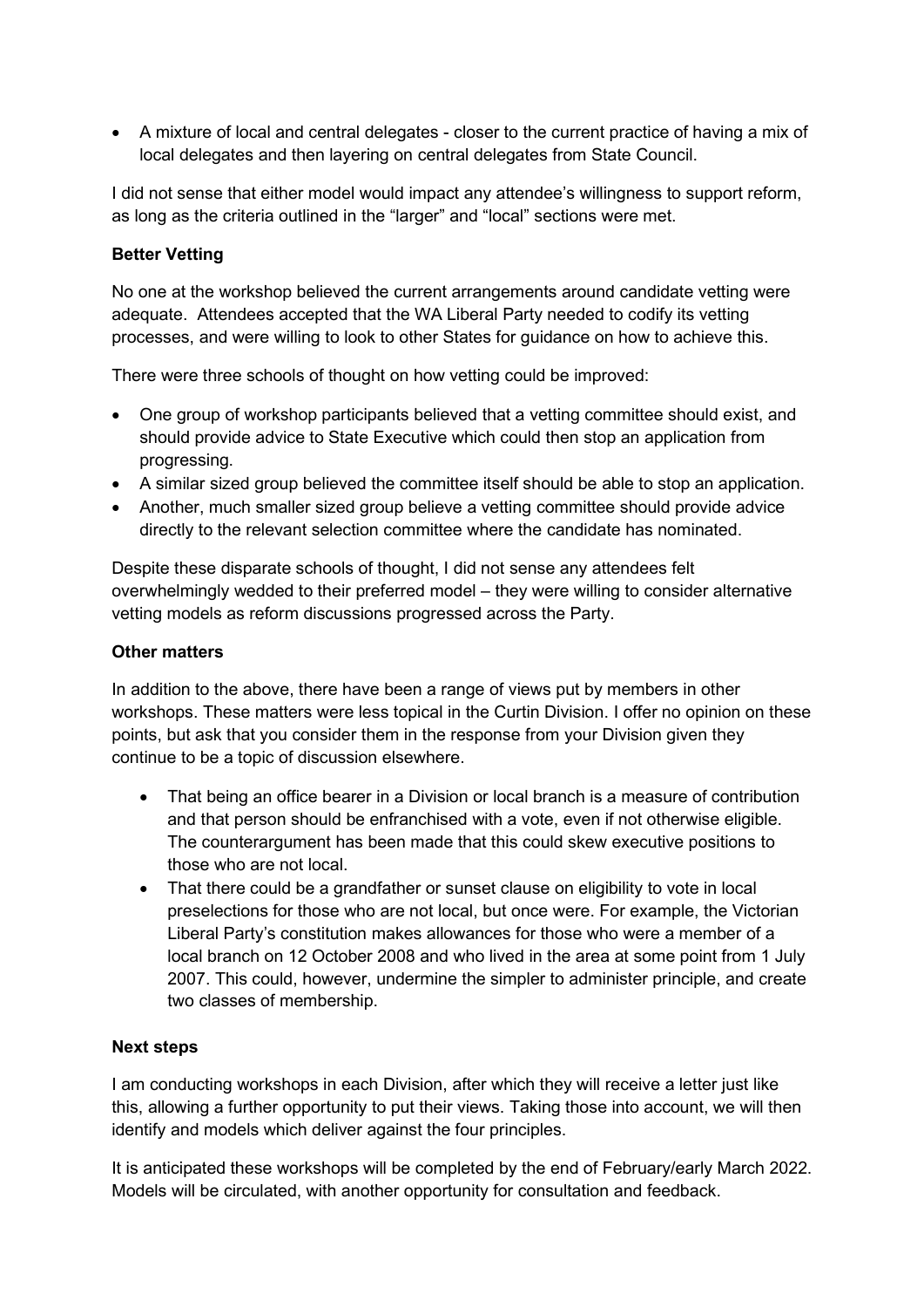- A mixture of local and central delegates - closer to the current practice of having a mix of local delegates and then layering on central delegates from State Council.

I did not sense that either model would impact any attendee's willingness to support reform, as long as the criteria outlined in the "larger" and "local" sections were met.

**Better Vetting**

No one at the workshop believed the current arrangements around candidate vetting were adequate. Attendees accepted that the WA Liberal Party needed to codify its vetting processes, and were willing to look to other States for guidance on how to achieve this.

There were three schools of thought on how vetting could be improved:

- One group of workshop participants believed that a vetting committee should exist, and should provide advice to State Executive which could then stop an application from progressing.
- A similar sized group believed the committee itself should be able to stop an application.
- Another, much smaller sized group believe a vetting committee should provide advice directly to the relevant selection committee where the candidate has nominated.

Despite these disparate schools of thought, I did not sense any attendees felt overwhelmingly wedded to their preferred model – they were willing to consider alternative vetting models as reform discussions progressed across the Party.

**Other matters**

In addition to the above, there have been a range of views put by members in other workshops. These matters were less topical in the Curtin Division. I offer no opinion on these points, but ask that you consider them in the response from your Division given they continue to be a topic of discussion elsewhere.

- That being an office bearer in a Division or local branch is a measure of contribution and that person should be enfranchised with a vote, even if not otherwise eligible. The counterargument has been made that this could skew executive positions to those who are not local.
- That there could be a grandfather or sunset clause on eligibility to vote in local preselections for those who are not local, but once were. For example, the Victorian Liberal Party's constitution makes allowances for those who were a member of a local branch on 12 October 2008 and who lived in the area at some point from 1 July 2007. This could, however, undermine the simpler to administer principle, and create two classes of membership.

**Next steps**

I am conducting workshops in each Division, after which they will receive a letter just like this, allowing a further opportunity to put their views. Taking those into account, we will then identify and models which deliver against the four principles.

It is anticipated these workshops will be completed by the end of February/early March 2022. Models will be circulated, with another opportunity for consultation and feedback.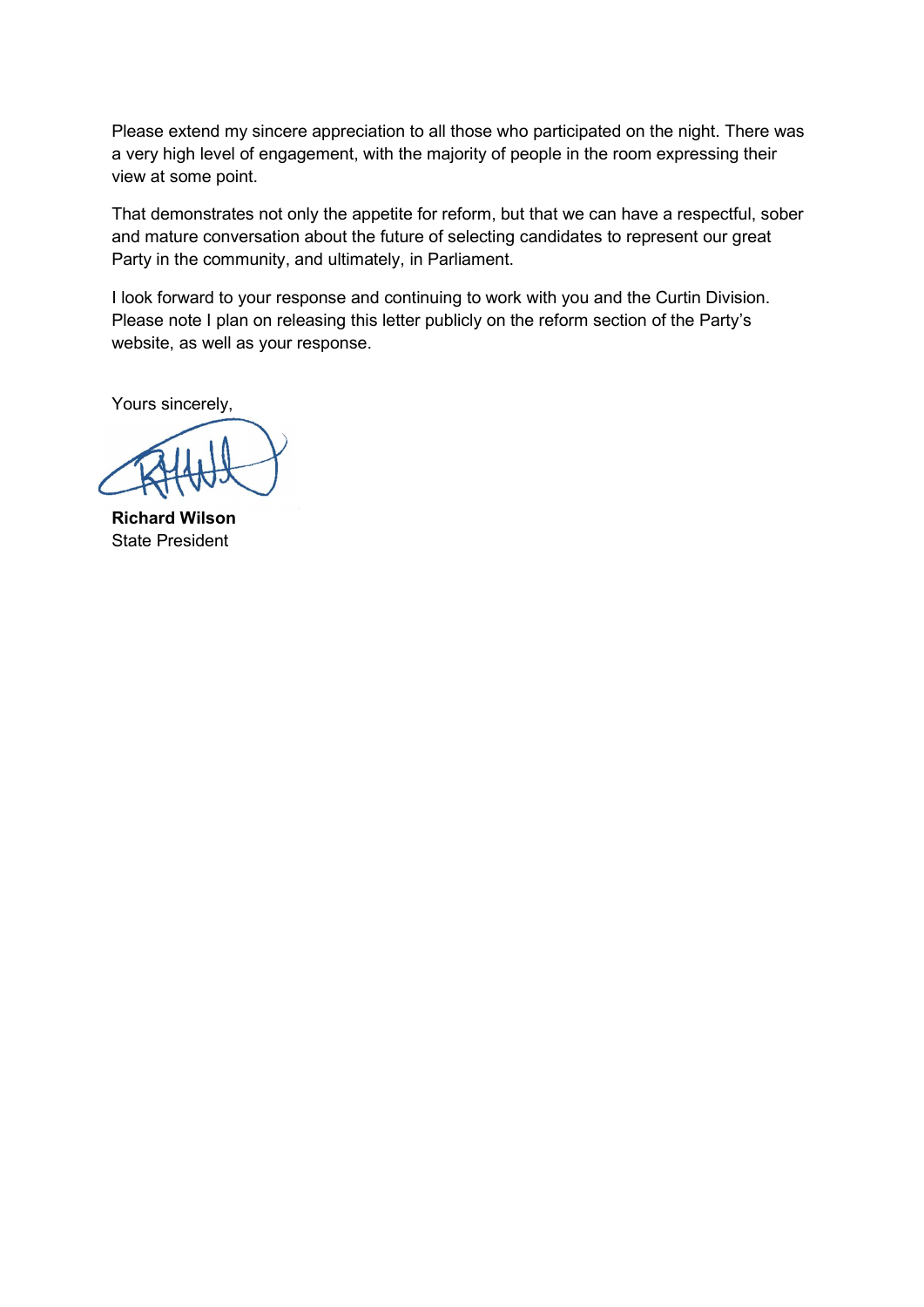Please extend my sincere appreciation to all those who participated on the night. There was a very high level of engagement, with the majority of people in the room expressing their view at some point.

That demonstrates not only the appetite for reform, but that we can have a respectful, sober and mature conversation about the future of selecting candidates to represent our great Party in the community, and ultimately, in Parliament.

I look forward to your response and continuing to work with you and the Curtin Division. Please note I plan on releasing this letter publicly on the reform section of the Party's website, as well as your response.

Yours sincerely,

**Richard Wilson**
State President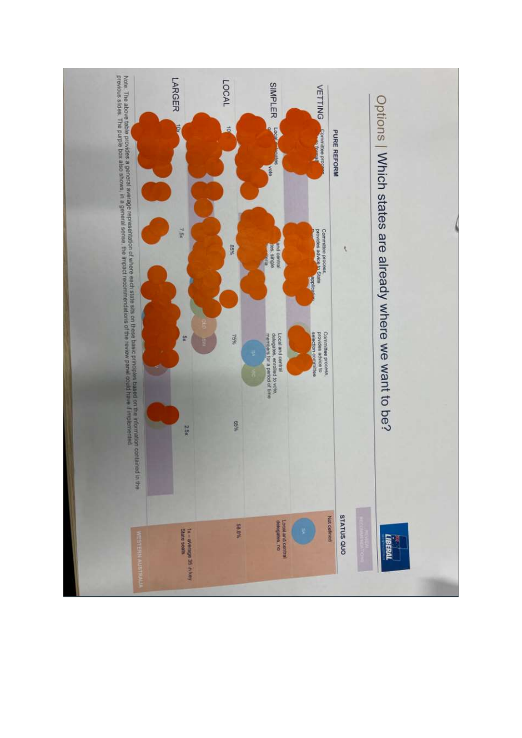# Options | Which states are already where we want to be?

LIBERAL

WESTERN AUSTRALIA

REVIEW RECOMMENDATIONS

PURE REFORM

STATUS QUO

VETTING

Committee process, Not defined

Committee process, provides advice to State ... application

Committee process, provides advice to selection committee

Not defined

SIMPLER

Local delegates ... vote

... and central ... tes, single ... teria

Local and central delegates, enrolled to vote, members for a period of time

SA

VIC

SA

Local and central delegates, no

LOCAL

10...

85%

75%

65%

58.8%

LARGER

10...

7.5x

5x

2.5x

1x – average 35 in key State seats

QLD

NSW

WESTERN AUSTRALIA

Note: The above table provides a general average representation of where each state sits on these basic principles based on the information contained in the previous slides. The purple box also shows, in a general sense, the impact recommendations of the review panel could have if implemented.